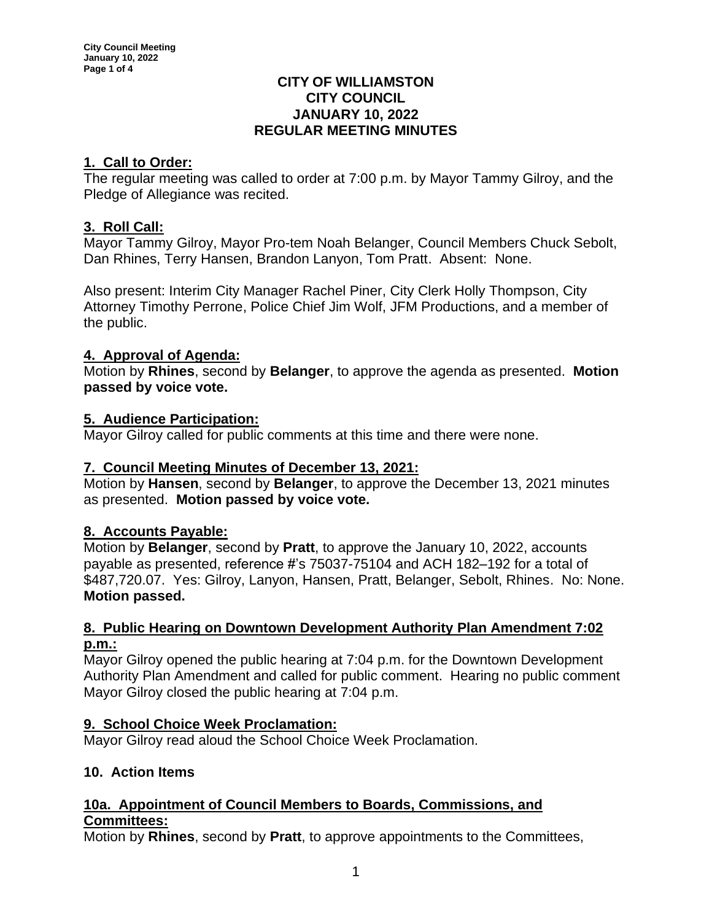# CITY OF WILLIAMSTON
# CITY COUNCIL
# JANUARY 10, 2022
# REGULAR MEETING MINUTES

## 1. Call to Order:

The regular meeting was called to order at 7:00 p.m. by Mayor Tammy Gilroy, and the Pledge of Allegiance was recited.

## 3. Roll Call:

Mayor Tammy Gilroy, Mayor Pro-tem Noah Belanger, Council Members Chuck Sebolt, Dan Rhines, Terry Hansen, Brandon Lanyon, Tom Pratt. Absent: None.

Also present: Interim City Manager Rachel Piner, City Clerk Holly Thompson, City Attorney Timothy Perrone, Police Chief Jim Wolf, JFM Productions, and a member of the public.

## 4. Approval of Agenda:

Motion by **Rhines**, second by **Belanger**, to approve the agenda as presented. **Motion passed by voice vote.**

## 5. Audience Participation:

Mayor Gilroy called for public comments at this time and there were none.

## 7. Council Meeting Minutes of December 13, 2021:

Motion by **Hansen**, second by **Belanger**, to approve the December 13, 2021 minutes as presented. **Motion passed by voice vote.**

## 8. Accounts Payable:

Motion by **Belanger**, second by **Pratt**, to approve the January 10, 2022, accounts payable as presented, reference #'s 75037-75104 and ACH 182–192 for a total of $487,720.07. Yes: Gilroy, Lanyon, Hansen, Pratt, Belanger, Sebolt, Rhines. No: None. **Motion passed.**

## 8. Public Hearing on Downtown Development Authority Plan Amendment 7:02 p.m.:

Mayor Gilroy opened the public hearing at 7:04 p.m. for the Downtown Development Authority Plan Amendment and called for public comment. Hearing no public comment Mayor Gilroy closed the public hearing at 7:04 p.m.

## 9. School Choice Week Proclamation:

Mayor Gilroy read aloud the School Choice Week Proclamation.

## 10. Action Items

## 10a. Appointment of Council Members to Boards, Commissions, and Committees:

Motion by **Rhines**, second by **Pratt**, to approve appointments to the Committees,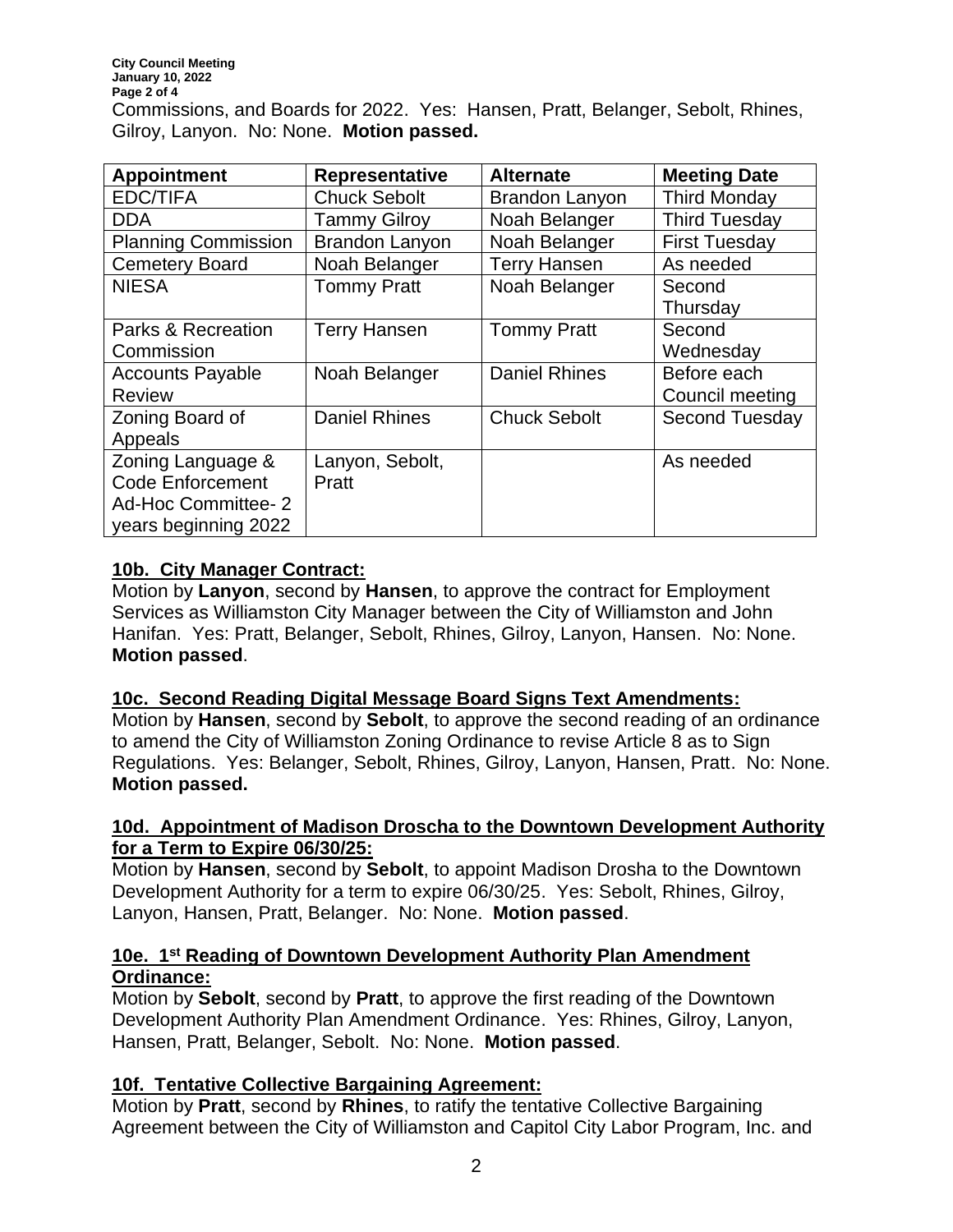Commissions, and Boards for 2022. Yes: Hansen, Pratt, Belanger, Sebolt, Rhines, Gilroy, Lanyon. No: None. **Motion passed.**

| Appointment | Representative | Alternate | Meeting Date |
|---|---|---|---|
| EDC/TIFA | Chuck Sebolt | Brandon Lanyon | Third Monday |
| DDA | Tammy Gilroy | Noah Belanger | Third Tuesday |
| Planning Commission | Brandon Lanyon | Noah Belanger | First Tuesday |
| Cemetery Board | Noah Belanger | Terry Hansen | As needed |
| NIESA | Tommy Pratt | Noah Belanger | Second Thursday |
| Parks & Recreation Commission | Terry Hansen | Tommy Pratt | Second Wednesday |
| Accounts Payable Review | Noah Belanger | Daniel Rhines | Before each Council meeting |
| Zoning Board of Appeals | Daniel Rhines | Chuck Sebolt | Second Tuesday |
| Zoning Language & Code Enforcement Ad-Hoc Committee- 2 years beginning 2022 | Lanyon, Sebolt, Pratt | | As needed |

**10b. City Manager Contract:**

Motion by **Lanyon**, second by **Hansen**, to approve the contract for Employment Services as Williamston City Manager between the City of Williamston and John Hanifan. Yes: Pratt, Belanger, Sebolt, Rhines, Gilroy, Lanyon, Hansen. No: None. **Motion passed**.

**10c. Second Reading Digital Message Board Signs Text Amendments:**

Motion by **Hansen**, second by **Sebolt**, to approve the second reading of an ordinance to amend the City of Williamston Zoning Ordinance to revise Article 8 as to Sign Regulations. Yes: Belanger, Sebolt, Rhines, Gilroy, Lanyon, Hansen, Pratt. No: None. **Motion passed.**

**10d. Appointment of Madison Droscha to the Downtown Development Authority for a Term to Expire 06/30/25:**

Motion by **Hansen**, second by **Sebolt**, to appoint Madison Drosha to the Downtown Development Authority for a term to expire 06/30/25. Yes: Sebolt, Rhines, Gilroy, Lanyon, Hansen, Pratt, Belanger. No: None. **Motion passed**.

**10e. 1st Reading of Downtown Development Authority Plan Amendment Ordinance:**

Motion by **Sebolt**, second by **Pratt**, to approve the first reading of the Downtown Development Authority Plan Amendment Ordinance. Yes: Rhines, Gilroy, Lanyon, Hansen, Pratt, Belanger, Sebolt. No: None. **Motion passed**.

**10f. Tentative Collective Bargaining Agreement:**

Motion by **Pratt**, second by **Rhines**, to ratify the tentative Collective Bargaining Agreement between the City of Williamston and Capitol City Labor Program, Inc. and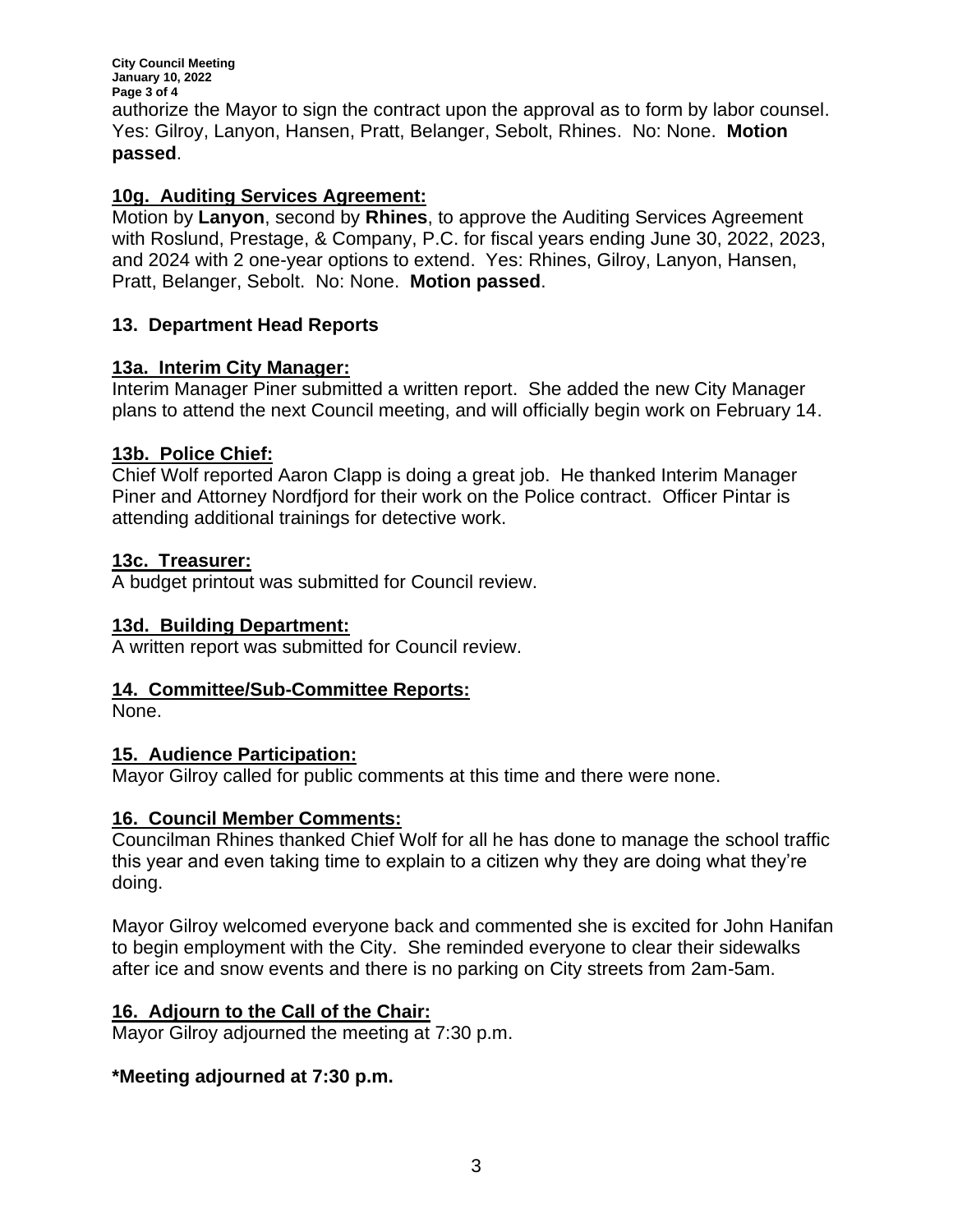authorize the Mayor to sign the contract upon the approval as to form by labor counsel. Yes: Gilroy, Lanyon, Hansen, Pratt, Belanger, Sebolt, Rhines. No: None. **Motion passed**.

## 10g. Auditing Services Agreement:

Motion by **Lanyon**, second by **Rhines**, to approve the Auditing Services Agreement with Roslund, Prestage, & Company, P.C. for fiscal years ending June 30, 2022, 2023, and 2024 with 2 one-year options to extend. Yes: Rhines, Gilroy, Lanyon, Hansen, Pratt, Belanger, Sebolt. No: None. **Motion passed**.

## 13. Department Head Reports

## 13a. Interim City Manager:

Interim Manager Piner submitted a written report. She added the new City Manager plans to attend the next Council meeting, and will officially begin work on February 14.

## 13b. Police Chief:

Chief Wolf reported Aaron Clapp is doing a great job. He thanked Interim Manager Piner and Attorney Nordfjord for their work on the Police contract. Officer Pintar is attending additional trainings for detective work.

## 13c. Treasurer:

A budget printout was submitted for Council review.

## 13d. Building Department:

A written report was submitted for Council review.

## 14. Committee/Sub-Committee Reports:

None.

## 15. Audience Participation:

Mayor Gilroy called for public comments at this time and there were none.

## 16. Council Member Comments:

Councilman Rhines thanked Chief Wolf for all he has done to manage the school traffic this year and even taking time to explain to a citizen why they are doing what they're doing.

Mayor Gilroy welcomed everyone back and commented she is excited for John Hanifan to begin employment with the City. She reminded everyone to clear their sidewalks after ice and snow events and there is no parking on City streets from 2am-5am.

## 16. Adjourn to the Call of the Chair:

Mayor Gilroy adjourned the meeting at 7:30 p.m.

**\*Meeting adjourned at 7:30 p.m.**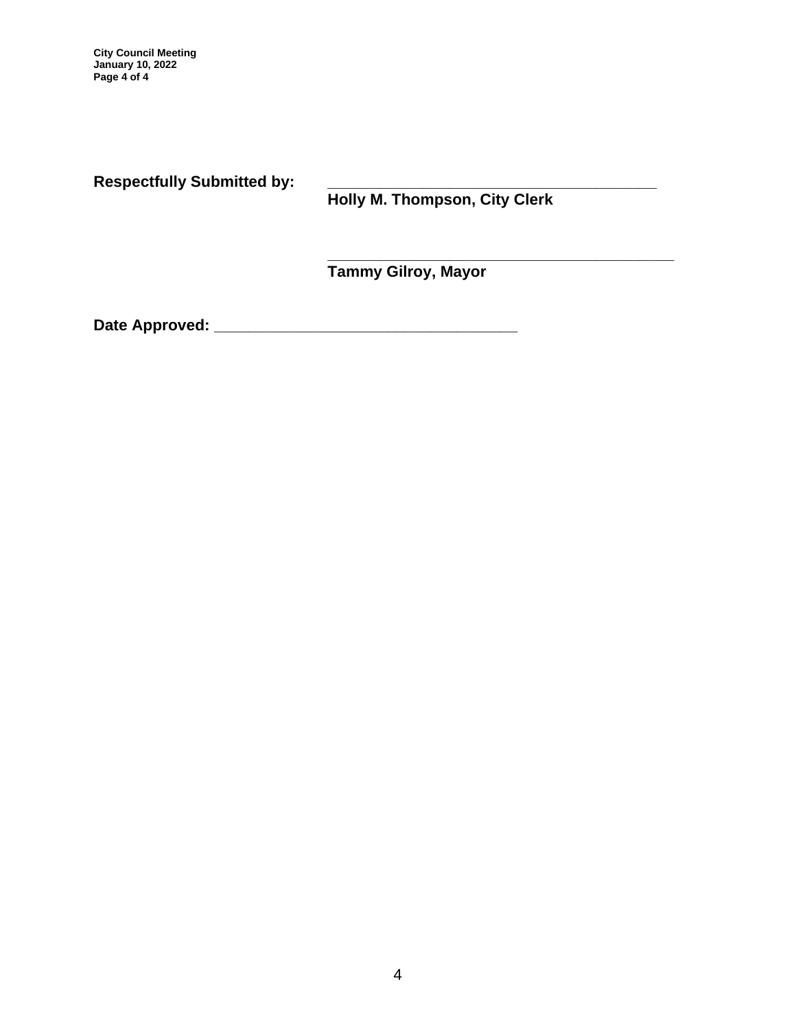**Respectfully Submitted by:** \_\_\_\_\_\_\_\_\_\_\_\_\_\_\_\_\_\_\_\_\_\_\_\_\_\_\_\_\_\_\_\_\_\_\_\_\_\_\_\_

**Holly M. Thompson, City Clerk**

\_\_\_\_\_\_\_\_\_\_\_\_\_\_\_\_\_\_\_\_\_\_\_\_\_\_\_\_\_\_\_\_\_\_\_\_\_\_\_\_

**Tammy Gilroy, Mayor**

**Date Approved: \_\_\_\_\_\_\_\_\_\_\_\_\_\_\_\_\_\_\_\_\_\_\_\_\_\_\_\_\_\_\_\_\_\_\_\_**